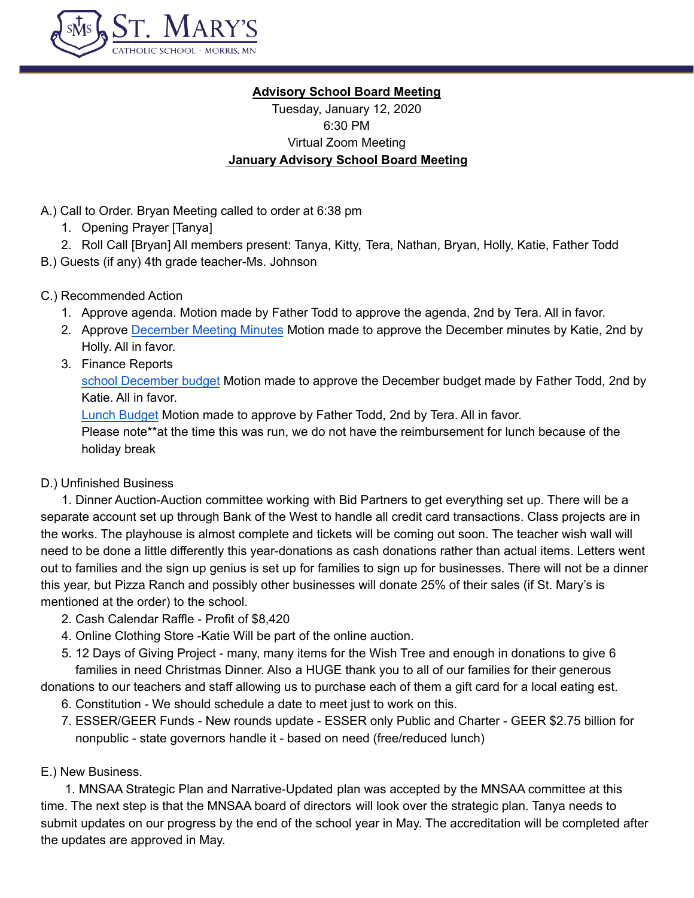**Advisory School Board Meeting**

Tuesday, January 12, 2020

6:30 PM

Virtual Zoom Meeting

**January Advisory School Board Meeting**

A.) Call to Order. Bryan Meeting called to order at 6:38 pm

1. Opening Prayer [Tanya]
2. Roll Call [Bryan] All members present: Tanya, Kitty, Tera, Nathan, Bryan, Holly, Katie, Father Todd

B.) Guests (if any) 4th grade teacher-Ms. Johnson

C.) Recommended Action

1. Approve agenda. Motion made by Father Todd to approve the agenda, 2nd by Tera. All in favor.
2. Approve December Meeting Minutes Motion made to approve the December minutes by Katie, 2nd by Holly. All in favor.
3. Finance Reports
   school December budget Motion made to approve the December budget made by Father Todd, 2nd by Katie. All in favor.
   Lunch Budget Motion made to approve by Father Todd, 2nd by Tera. All in favor.
   Please note**at the time this was run, we do not have the reimbursement for lunch because of the holiday break

D.) Unfinished Business

1. Dinner Auction-Auction committee working with Bid Partners to get everything set up. There will be a separate account set up through Bank of the West to handle all credit card transactions. Class projects are in the works. The playhouse is almost complete and tickets will be coming out soon. The teacher wish wall will need to be done a little differently this year-donations as cash donations rather than actual items. Letters went out to families and the sign up genius is set up for families to sign up for businesses. There will not be a dinner this year, but Pizza Ranch and possibly other businesses will donate 25% of their sales (if St. Mary's is mentioned at the order) to the school.

2. Cash Calendar Raffle - Profit of $8,420

4. Online Clothing Store -Katie Will be part of the online auction.

5. 12 Days of Giving Project - many, many items for the Wish Tree and enough in donations to give 6 families in need Christmas Dinner. Also a HUGE thank you to all of our families for their generous donations to our teachers and staff allowing us to purchase each of them a gift card for a local eating est.

6. Constitution - We should schedule a date to meet just to work on this.

7. ESSER/GEER Funds - New rounds update - ESSER only Public and Charter - GEER $2.75 billion for nonpublic - state governors handle it - based on need (free/reduced lunch)

E.) New Business.

1. MNSAA Strategic Plan and Narrative-Updated plan was accepted by the MNSAA committee at this time. The next step is that the MNSAA board of directors will look over the strategic plan. Tanya needs to submit updates on our progress by the end of the school year in May. The accreditation will be completed after the updates are approved in May.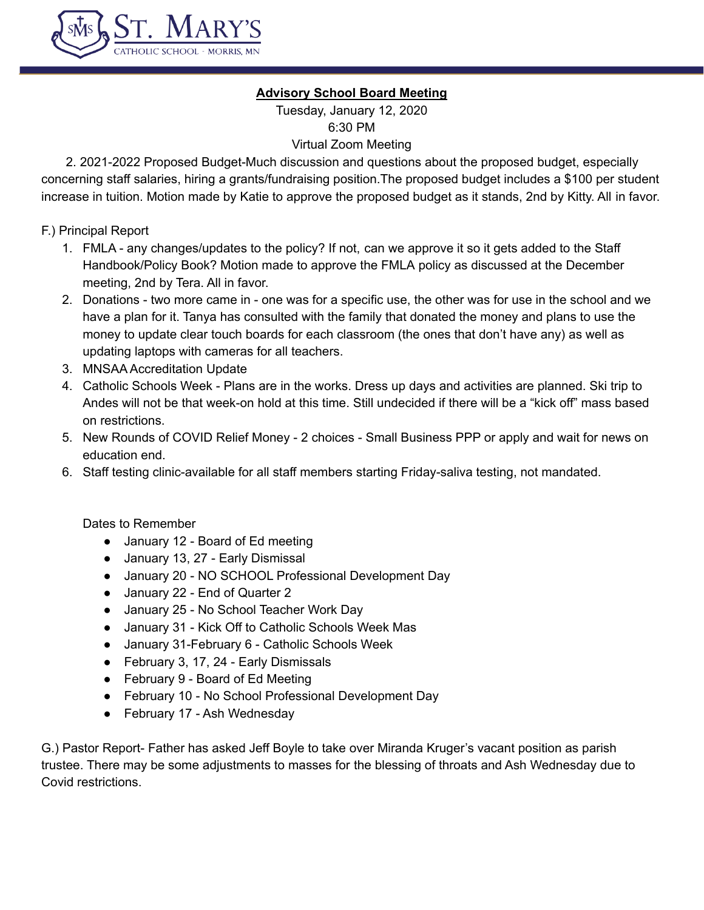**Advisory School Board Meeting**

Tuesday, January 12, 2020

6:30 PM

Virtual Zoom Meeting

2. 2021-2022 Proposed Budget-Much discussion and questions about the proposed budget, especially concerning staff salaries, hiring a grants/fundraising position.The proposed budget includes a $100 per student increase in tuition. Motion made by Katie to approve the proposed budget as it stands, 2nd by Kitty. All in favor.

F.) Principal Report

1. FMLA - any changes/updates to the policy? If not, can we approve it so it gets added to the Staff Handbook/Policy Book? Motion made to approve the FMLA policy as discussed at the December meeting, 2nd by Tera. All in favor.
2. Donations - two more came in - one was for a specific use, the other was for use in the school and we have a plan for it. Tanya has consulted with the family that donated the money and plans to use the money to update clear touch boards for each classroom (the ones that don't have any) as well as updating laptops with cameras for all teachers.
3. MNSAA Accreditation Update
4. Catholic Schools Week - Plans are in the works. Dress up days and activities are planned. Ski trip to Andes will not be that week-on hold at this time. Still undecided if there will be a "kick off" mass based on restrictions.
5. New Rounds of COVID Relief Money - 2 choices - Small Business PPP or apply and wait for news on education end.
6. Staff testing clinic-available for all staff members starting Friday-saliva testing, not mandated.

Dates to Remember

- January 12 - Board of Ed meeting
- January 13, 27 - Early Dismissal
- January 20 - NO SCHOOL Professional Development Day
- January 22 - End of Quarter 2
- January 25 - No School Teacher Work Day
- January 31 - Kick Off to Catholic Schools Week Mas
- January 31-February 6 - Catholic Schools Week
- February 3, 17, 24 - Early Dismissals
- February 9 - Board of Ed Meeting
- February 10 - No School Professional Development Day
- February 17 - Ash Wednesday

G.) Pastor Report- Father has asked Jeff Boyle to take over Miranda Kruger's vacant position as parish trustee. There may be some adjustments to masses for the blessing of throats and Ash Wednesday due to Covid restrictions.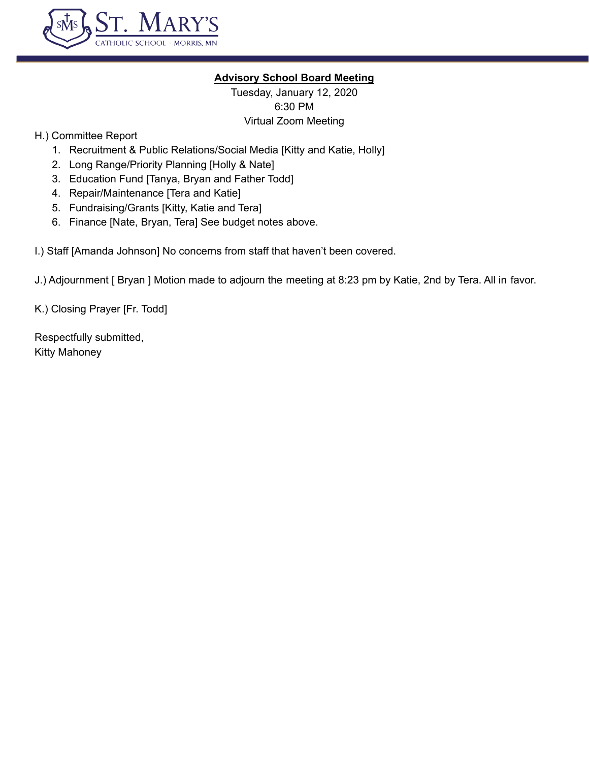**Advisory School Board Meeting**

Tuesday, January 12, 2020
6:30 PM
Virtual Zoom Meeting

H.) Committee Report

1. Recruitment & Public Relations/Social Media [Kitty and Katie, Holly]
2. Long Range/Priority Planning [Holly & Nate]
3. Education Fund [Tanya, Bryan and Father Todd]
4. Repair/Maintenance [Tera and Katie]
5. Fundraising/Grants [Kitty, Katie and Tera]
6. Finance [Nate, Bryan, Tera] See budget notes above.

I.) Staff [Amanda Johnson] No concerns from staff that haven't been covered.

J.) Adjournment [ Bryan ] Motion made to adjourn the meeting at 8:23 pm by Katie, 2nd by Tera. All in favor.

K.) Closing Prayer [Fr. Todd]

Respectfully submitted,
Kitty Mahoney